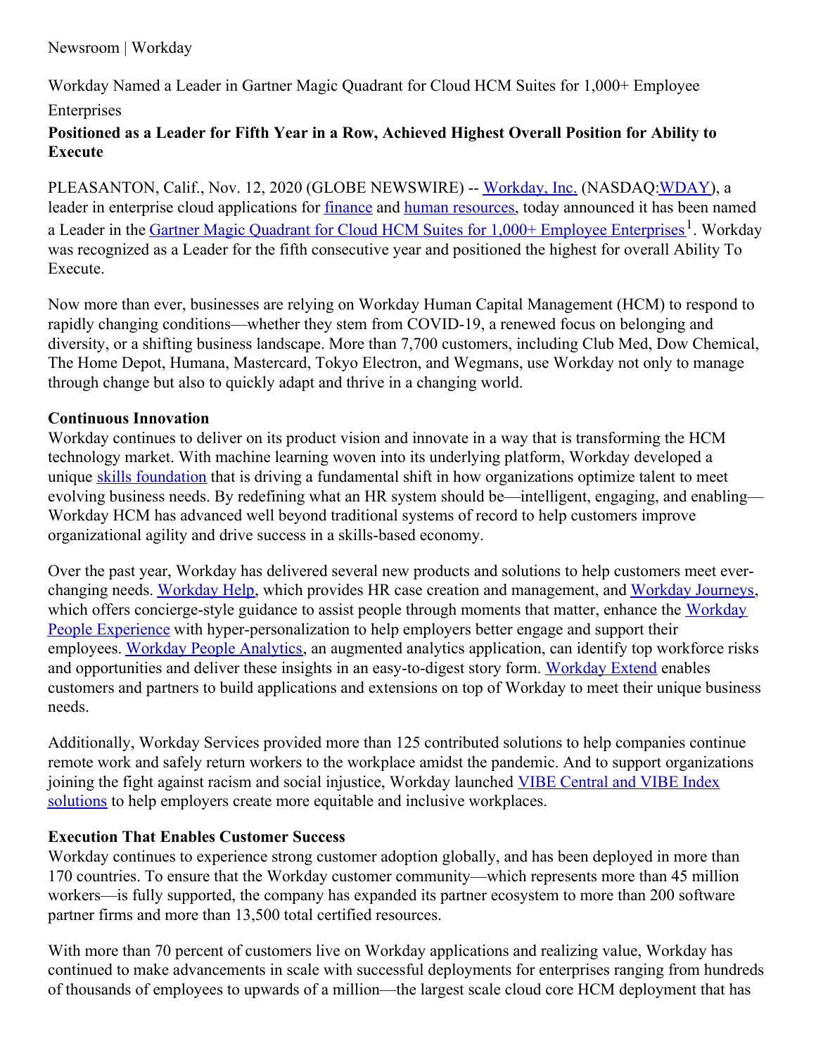Newsroom | Workday

# Workday Named a Leader in Gartner Magic Quadrant for Cloud HCM Suites for 1,000+ Employee Enterprises

**Positioned as a Leader for Fifth Year in a Row, Achieved Highest Overall Position for Ability to Execute**

PLEASANTON, Calif., Nov. 12, 2020 (GLOBE NEWSWIRE) -- Workday, Inc. (NASDAQ:WDAY), a leader in enterprise cloud applications for finance and human resources, today announced it has been named a Leader in the Gartner Magic Quadrant for Cloud HCM Suites for 1,000+ Employee Enterprises[1]. Workday was recognized as a Leader for the fifth consecutive year and positioned the highest for overall Ability To Execute.

Now more than ever, businesses are relying on Workday Human Capital Management (HCM) to respond to rapidly changing conditions—whether they stem from COVID-19, a renewed focus on belonging and diversity, or a shifting business landscape. More than 7,700 customers, including Club Med, Dow Chemical, The Home Depot, Humana, Mastercard, Tokyo Electron, and Wegmans, use Workday not only to manage through change but also to quickly adapt and thrive in a changing world.

**Continuous Innovation**

Workday continues to deliver on its product vision and innovate in a way that is transforming the HCM technology market. With machine learning woven into its underlying platform, Workday developed a unique skills foundation that is driving a fundamental shift in how organizations optimize talent to meet evolving business needs. By redefining what an HR system should be—intelligent, engaging, and enabling—Workday HCM has advanced well beyond traditional systems of record to help customers improve organizational agility and drive success in a skills-based economy.

Over the past year, Workday has delivered several new products and solutions to help customers meet ever-changing needs. Workday Help, which provides HR case creation and management, and Workday Journeys, which offers concierge-style guidance to assist people through moments that matter, enhance the Workday People Experience with hyper-personalization to help employers better engage and support their employees. Workday People Analytics, an augmented analytics application, can identify top workforce risks and opportunities and deliver these insights in an easy-to-digest story form. Workday Extend enables customers and partners to build applications and extensions on top of Workday to meet their unique business needs.

Additionally, Workday Services provided more than 125 contributed solutions to help companies continue remote work and safely return workers to the workplace amidst the pandemic. And to support organizations joining the fight against racism and social injustice, Workday launched VIBE Central and VIBE Index solutions to help employers create more equitable and inclusive workplaces.

**Execution That Enables Customer Success**

Workday continues to experience strong customer adoption globally, and has been deployed in more than 170 countries. To ensure that the Workday customer community—which represents more than 45 million workers—is fully supported, the company has expanded its partner ecosystem to more than 200 software partner firms and more than 13,500 total certified resources.

With more than 70 percent of customers live on Workday applications and realizing value, Workday has continued to make advancements in scale with successful deployments for enterprises ranging from hundreds of thousands of employees to upwards of a million—the largest scale cloud core HCM deployment that has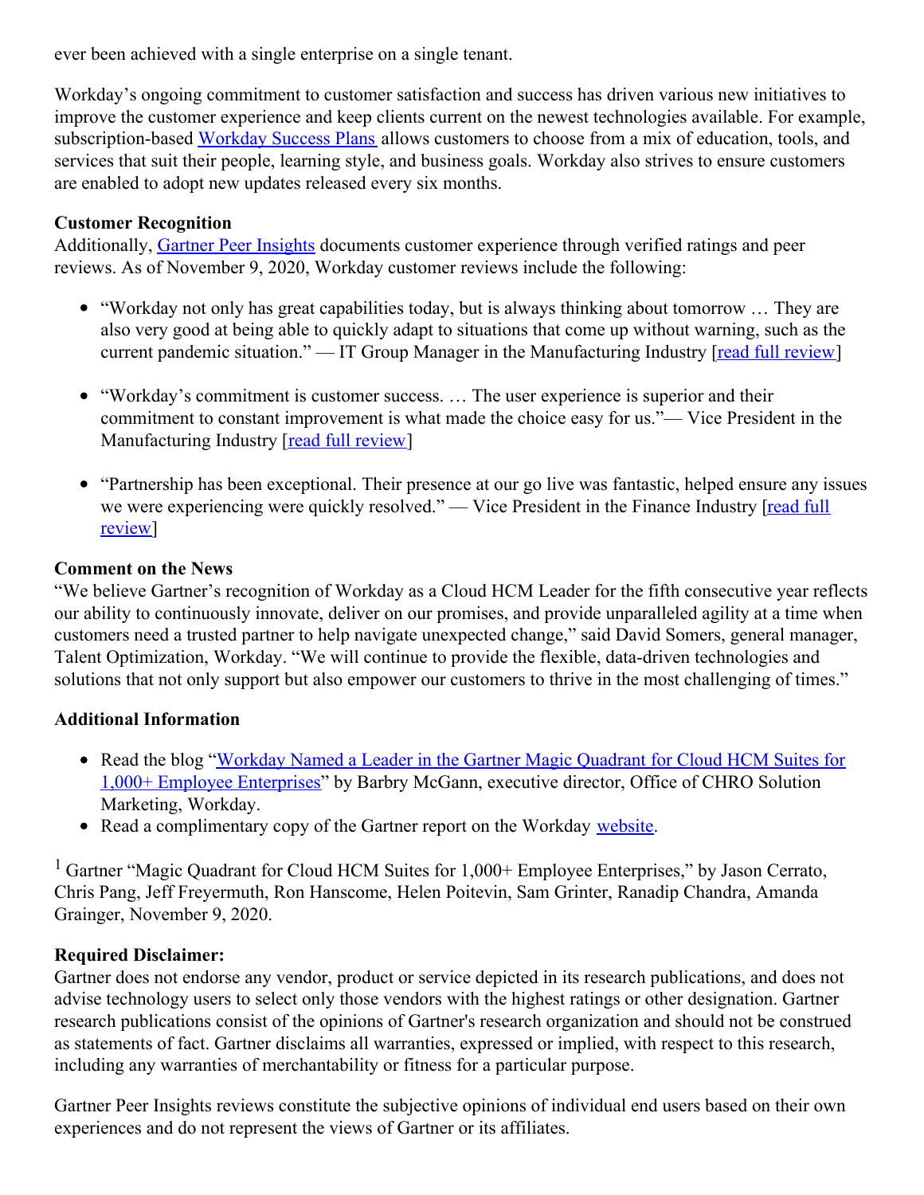ever been achieved with a single enterprise on a single tenant.

Workday's ongoing commitment to customer satisfaction and success has driven various new initiatives to improve the customer experience and keep clients current on the newest technologies available. For example, subscription-based Workday Success Plans allows customers to choose from a mix of education, tools, and services that suit their people, learning style, and business goals. Workday also strives to ensure customers are enabled to adopt new updates released every six months.

**Customer Recognition**
Additionally, Gartner Peer Insights documents customer experience through verified ratings and peer reviews. As of November 9, 2020, Workday customer reviews include the following:

- "Workday not only has great capabilities today, but is always thinking about tomorrow … They are also very good at being able to quickly adapt to situations that come up without warning, such as the current pandemic situation." — IT Group Manager in the Manufacturing Industry [read full review]

- "Workday's commitment is customer success. … The user experience is superior and their commitment to constant improvement is what made the choice easy for us."— Vice President in the Manufacturing Industry [read full review]

- "Partnership has been exceptional. Their presence at our go live was fantastic, helped ensure any issues we were experiencing were quickly resolved." — Vice President in the Finance Industry [read full review]

**Comment on the News**
"We believe Gartner's recognition of Workday as a Cloud HCM Leader for the fifth consecutive year reflects our ability to continuously innovate, deliver on our promises, and provide unparalleled agility at a time when customers need a trusted partner to help navigate unexpected change," said David Somers, general manager, Talent Optimization, Workday. "We will continue to provide the flexible, data-driven technologies and solutions that not only support but also empower our customers to thrive in the most challenging of times."

**Additional Information**

- Read the blog "Workday Named a Leader in the Gartner Magic Quadrant for Cloud HCM Suites for 1,000+ Employee Enterprises" by Barbry McGann, executive director, Office of CHRO Solution Marketing, Workday.
- Read a complimentary copy of the Gartner report on the Workday website.

[1] Gartner "Magic Quadrant for Cloud HCM Suites for 1,000+ Employee Enterprises," by Jason Cerrato, Chris Pang, Jeff Freyermuth, Ron Hanscome, Helen Poitevin, Sam Grinter, Ranadip Chandra, Amanda Grainger, November 9, 2020.

**Required Disclaimer:**
Gartner does not endorse any vendor, product or service depicted in its research publications, and does not advise technology users to select only those vendors with the highest ratings or other designation. Gartner research publications consist of the opinions of Gartner's research organization and should not be construed as statements of fact. Gartner disclaims all warranties, expressed or implied, with respect to this research, including any warranties of merchantability or fitness for a particular purpose.

Gartner Peer Insights reviews constitute the subjective opinions of individual end users based on their own experiences and do not represent the views of Gartner or its affiliates.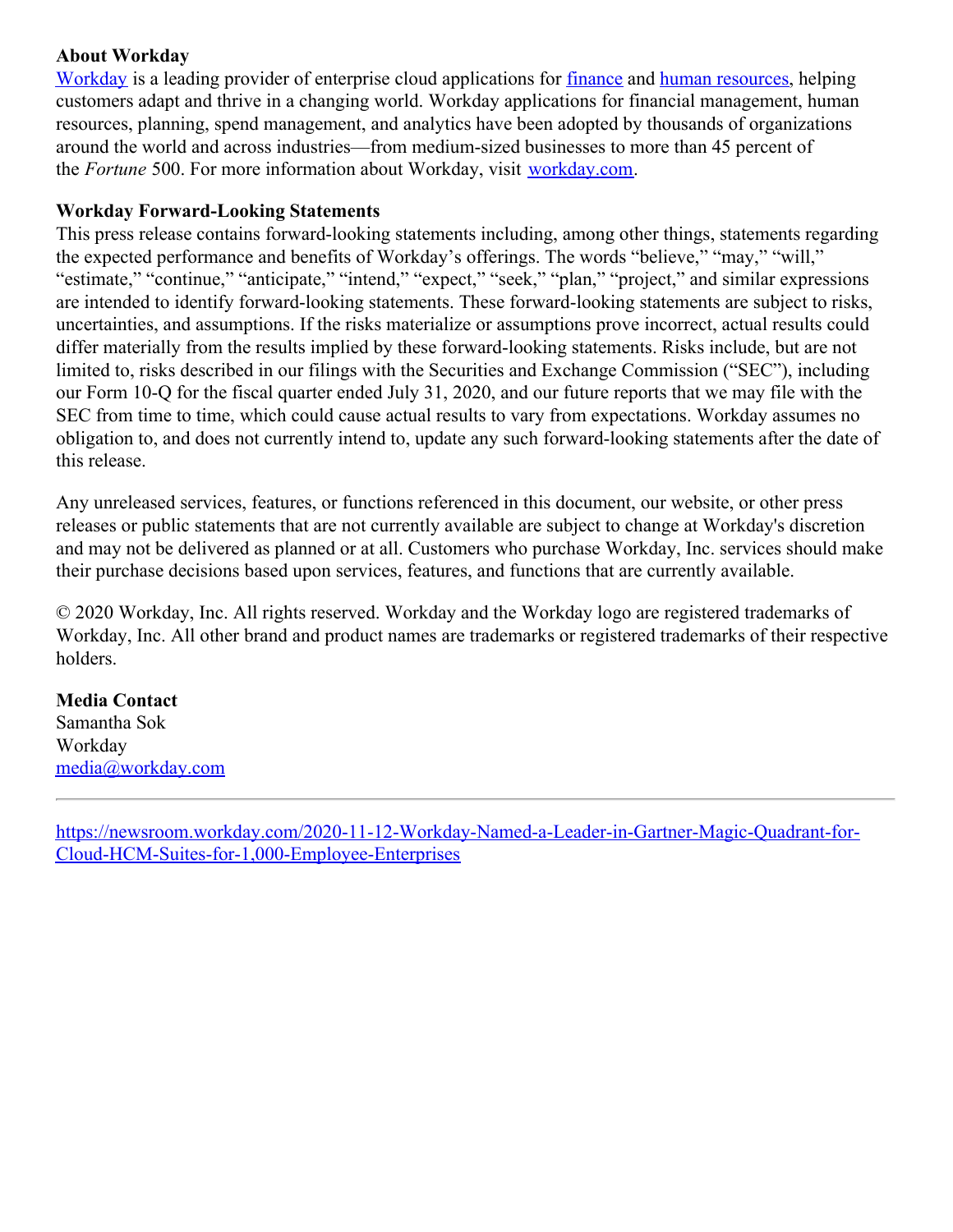**About Workday**

Workday is a leading provider of enterprise cloud applications for finance and human resources, helping customers adapt and thrive in a changing world. Workday applications for financial management, human resources, planning, spend management, and analytics have been adopted by thousands of organizations around the world and across industries—from medium-sized businesses to more than 45 percent of the *Fortune* 500. For more information about Workday, visit workday.com.

**Workday Forward-Looking Statements**

This press release contains forward-looking statements including, among other things, statements regarding the expected performance and benefits of Workday's offerings. The words "believe," "may," "will," "estimate," "continue," "anticipate," "intend," "expect," "seek," "plan," "project," and similar expressions are intended to identify forward-looking statements. These forward-looking statements are subject to risks, uncertainties, and assumptions. If the risks materialize or assumptions prove incorrect, actual results could differ materially from the results implied by these forward-looking statements. Risks include, but are not limited to, risks described in our filings with the Securities and Exchange Commission ("SEC"), including our Form 10-Q for the fiscal quarter ended July 31, 2020, and our future reports that we may file with the SEC from time to time, which could cause actual results to vary from expectations. Workday assumes no obligation to, and does not currently intend to, update any such forward-looking statements after the date of this release.

Any unreleased services, features, or functions referenced in this document, our website, or other press releases or public statements that are not currently available are subject to change at Workday's discretion and may not be delivered as planned or at all. Customers who purchase Workday, Inc. services should make their purchase decisions based upon services, features, and functions that are currently available.

© 2020 Workday, Inc. All rights reserved. Workday and the Workday logo are registered trademarks of Workday, Inc. All other brand and product names are trademarks or registered trademarks of their respective holders.

**Media Contact**
Samantha Sok
Workday
media@workday.com

---

https://newsroom.workday.com/2020-11-12-Workday-Named-a-Leader-in-Gartner-Magic-Quadrant-for-Cloud-HCM-Suites-for-1,000-Employee-Enterprises